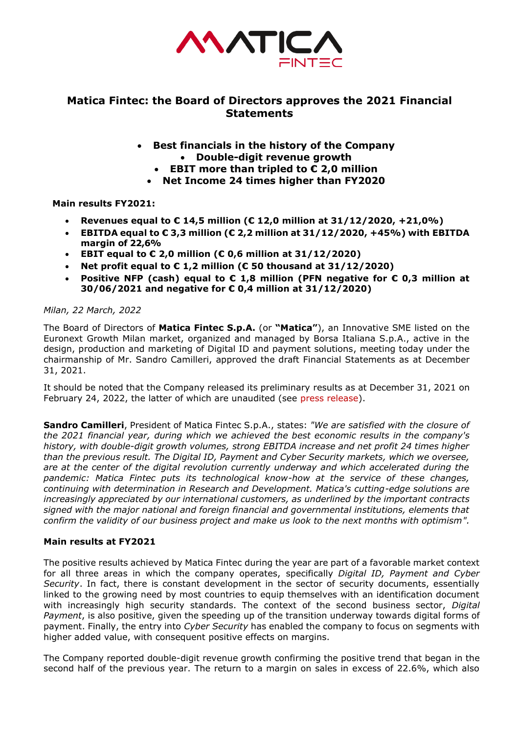# Matica Fintec: the Board of Directors approves the 2021 Financial Statements

- **Best financials in the history of the Company**
- **Double-digit revenue growth**
- **EBIT more than tripled to € 2,0 million**
- **Net Income 24 times higher than FY2020**

**Main results FY2021:**

- **Revenues equal to € 14,5 million (€ 12,0 million at 31/12/2020, +21,0%)**
- **EBITDA equal to € 3,3 million (€ 2,2 million at 31/12/2020, +45%) with EBITDA margin of 22,6%**
- **EBIT equal to € 2,0 million (€ 0,6 million at 31/12/2020)**
- **Net profit equal to € 1,2 million (€ 50 thousand at 31/12/2020)**
- **Positive NFP (cash) equal to € 1,8 million (PFN negative for € 0,3 million at 30/06/2021 and negative for € 0,4 million at 31/12/2020)**

*Milan, 22 March, 2022*

The Board of Directors of **Matica Fintec S.p.A.** (or **"Matica"**), an Innovative SME listed on the Euronext Growth Milan market, organized and managed by Borsa Italiana S.p.A., active in the design, production and marketing of Digital ID and payment solutions, meeting today under the chairmanship of Mr. Sandro Camilleri, approved the draft Financial Statements as at December 31, 2021.

It should be noted that the Company released its preliminary results as at December 31, 2021 on February 24, 2022, the latter of which are unaudited (see press release).

**Sandro Camilleri**, President of Matica Fintec S.p.A., states: *"We are satisfied with the closure of the 2021 financial year, during which we achieved the best economic results in the company's history, with double-digit growth volumes, strong EBITDA increase and net profit 24 times higher than the previous result. The Digital ID, Payment and Cyber Security markets, which we oversee, are at the center of the digital revolution currently underway and which accelerated during the pandemic: Matica Fintec puts its technological know-how at the service of these changes, continuing with determination in Research and Development. Matica's cutting-edge solutions are increasingly appreciated by our international customers, as underlined by the important contracts signed with the major national and foreign financial and governmental institutions, elements that confirm the validity of our business project and make us look to the next months with optimism".*

**Main results at FY2021**

The positive results achieved by Matica Fintec during the year are part of a favorable market context for all three areas in which the company operates, specifically *Digital ID, Payment and Cyber Security*. In fact, there is constant development in the sector of security documents, essentially linked to the growing need by most countries to equip themselves with an identification document with increasingly high security standards. The context of the second business sector, *Digital Payment*, is also positive, given the speeding up of the transition underway towards digital forms of payment. Finally, the entry into *Cyber Security* has enabled the company to focus on segments with higher added value, with consequent positive effects on margins.

The Company reported double-digit revenue growth confirming the positive trend that began in the second half of the previous year. The return to a margin on sales in excess of 22.6%, which also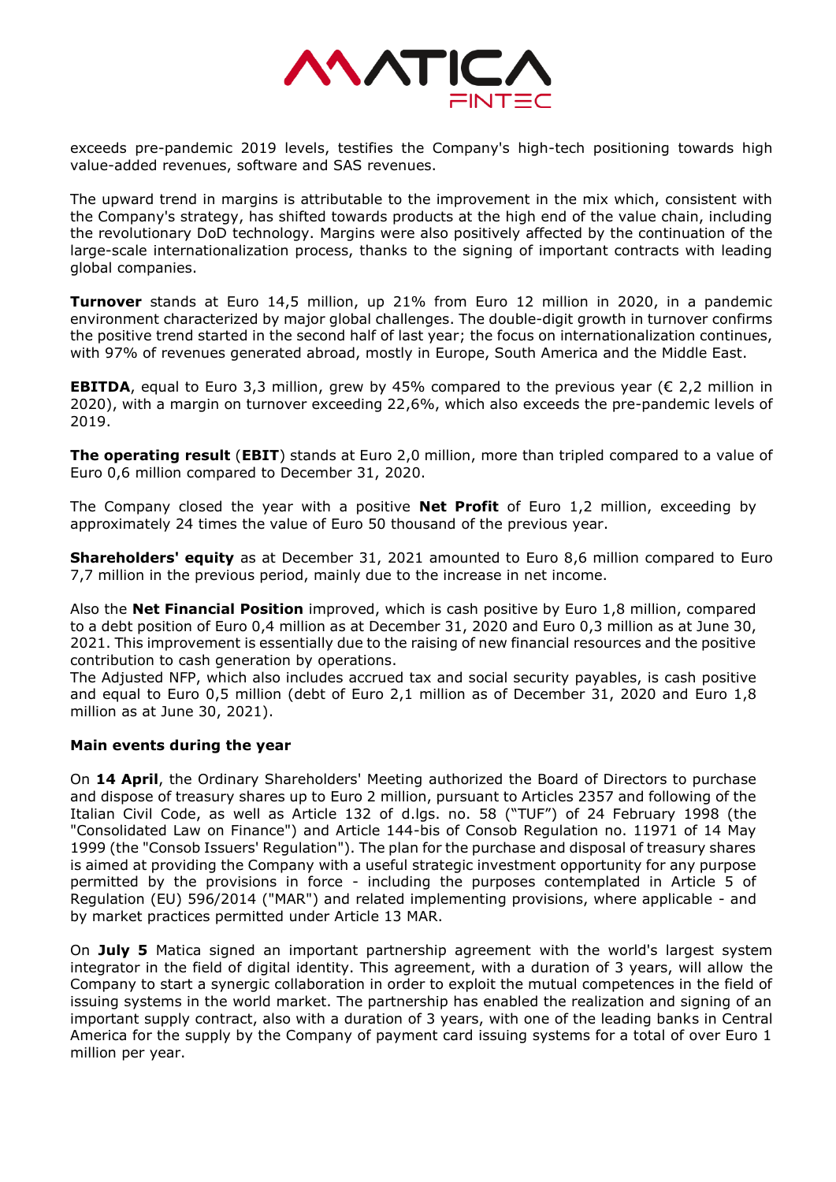exceeds pre-pandemic 2019 levels, testifies the Company's high-tech positioning towards high value-added revenues, software and SAS revenues.

The upward trend in margins is attributable to the improvement in the mix which, consistent with the Company's strategy, has shifted towards products at the high end of the value chain, including the revolutionary DoD technology. Margins were also positively affected by the continuation of the large-scale internationalization process, thanks to the signing of important contracts with leading global companies.

**Turnover** stands at Euro 14,5 million, up 21% from Euro 12 million in 2020, in a pandemic environment characterized by major global challenges. The double-digit growth in turnover confirms the positive trend started in the second half of last year; the focus on internationalization continues, with 97% of revenues generated abroad, mostly in Europe, South America and the Middle East.

**EBITDA**, equal to Euro 3,3 million, grew by 45% compared to the previous year (€ 2,2 million in 2020), with a margin on turnover exceeding 22,6%, which also exceeds the pre-pandemic levels of 2019.

**The operating result** (**EBIT**) stands at Euro 2,0 million, more than tripled compared to a value of Euro 0,6 million compared to December 31, 2020.

The Company closed the year with a positive **Net Profit** of Euro 1,2 million, exceeding by approximately 24 times the value of Euro 50 thousand of the previous year.

**Shareholders' equity** as at December 31, 2021 amounted to Euro 8,6 million compared to Euro 7,7 million in the previous period, mainly due to the increase in net income.

Also the **Net Financial Position** improved, which is cash positive by Euro 1,8 million, compared to a debt position of Euro 0,4 million as at December 31, 2020 and Euro 0,3 million as at June 30, 2021. This improvement is essentially due to the raising of new financial resources and the positive contribution to cash generation by operations.
The Adjusted NFP, which also includes accrued tax and social security payables, is cash positive and equal to Euro 0,5 million (debt of Euro 2,1 million as of December 31, 2020 and Euro 1,8 million as at June 30, 2021).

**Main events during the year**

On **14 April**, the Ordinary Shareholders' Meeting authorized the Board of Directors to purchase and dispose of treasury shares up to Euro 2 million, pursuant to Articles 2357 and following of the Italian Civil Code, as well as Article 132 of d.lgs. no. 58 ("TUF") of 24 February 1998 (the "Consolidated Law on Finance") and Article 144-bis of Consob Regulation no. 11971 of 14 May 1999 (the "Consob Issuers' Regulation"). The plan for the purchase and disposal of treasury shares is aimed at providing the Company with a useful strategic investment opportunity for any purpose permitted by the provisions in force - including the purposes contemplated in Article 5 of Regulation (EU) 596/2014 ("MAR") and related implementing provisions, where applicable - and by market practices permitted under Article 13 MAR.

On **July 5** Matica signed an important partnership agreement with the world's largest system integrator in the field of digital identity. This agreement, with a duration of 3 years, will allow the Company to start a synergic collaboration in order to exploit the mutual competences in the field of issuing systems in the world market. The partnership has enabled the realization and signing of an important supply contract, also with a duration of 3 years, with one of the leading banks in Central America for the supply by the Company of payment card issuing systems for a total of over Euro 1 million per year.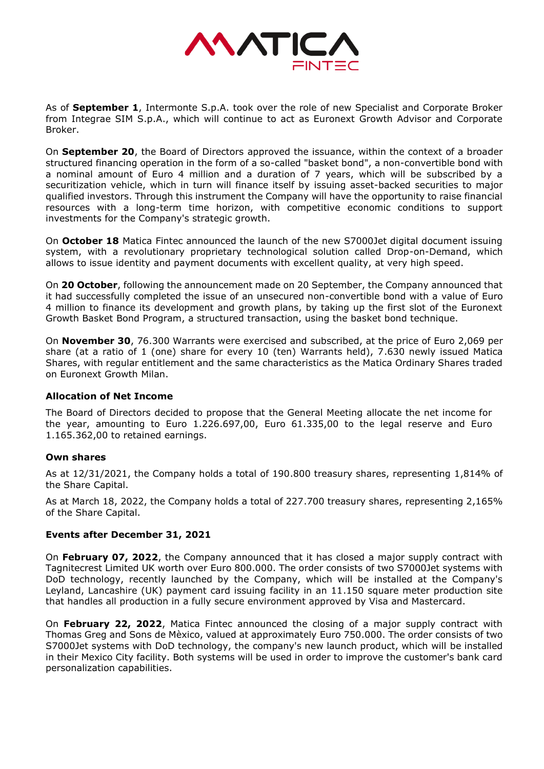As of **September 1**, Intermonte S.p.A. took over the role of new Specialist and Corporate Broker from Integrae SIM S.p.A., which will continue to act as Euronext Growth Advisor and Corporate Broker.

On **September 20**, the Board of Directors approved the issuance, within the context of a broader structured financing operation in the form of a so-called "basket bond", a non-convertible bond with a nominal amount of Euro 4 million and a duration of 7 years, which will be subscribed by a securitization vehicle, which in turn will finance itself by issuing asset-backed securities to major qualified investors. Through this instrument the Company will have the opportunity to raise financial resources with a long-term time horizon, with competitive economic conditions to support investments for the Company's strategic growth.

On **October 18** Matica Fintec announced the launch of the new S7000Jet digital document issuing system, with a revolutionary proprietary technological solution called Drop-on-Demand, which allows to issue identity and payment documents with excellent quality, at very high speed.

On **20 October**, following the announcement made on 20 September, the Company announced that it had successfully completed the issue of an unsecured non-convertible bond with a value of Euro 4 million to finance its development and growth plans, by taking up the first slot of the Euronext Growth Basket Bond Program, a structured transaction, using the basket bond technique.

On **November 30**, 76.300 Warrants were exercised and subscribed, at the price of Euro 2,069 per share (at a ratio of 1 (one) share for every 10 (ten) Warrants held), 7.630 newly issued Matica Shares, with regular entitlement and the same characteristics as the Matica Ordinary Shares traded on Euronext Growth Milan.

#### Allocation of Net Income

The Board of Directors decided to propose that the General Meeting allocate the net income for the year, amounting to Euro 1.226.697,00, Euro 61.335,00 to the legal reserve and Euro 1.165.362,00 to retained earnings.

#### Own shares

As at 12/31/2021, the Company holds a total of 190.800 treasury shares, representing 1,814% of the Share Capital.

As at March 18, 2022, the Company holds a total of 227.700 treasury shares, representing 2,165% of the Share Capital.

#### Events after December 31, 2021

On **February 07, 2022**, the Company announced that it has closed a major supply contract with Tagnitecrest Limited UK worth over Euro 800.000. The order consists of two S7000Jet systems with DoD technology, recently launched by the Company, which will be installed at the Company's Leyland, Lancashire (UK) payment card issuing facility in an 11.150 square meter production site that handles all production in a fully secure environment approved by Visa and Mastercard.

On **February 22, 2022**, Matica Fintec announced the closing of a major supply contract with Thomas Greg and Sons de Mèxico, valued at approximately Euro 750.000. The order consists of two S7000Jet systems with DoD technology, the company's new launch product, which will be installed in their Mexico City facility. Both systems will be used in order to improve the customer's bank card personalization capabilities.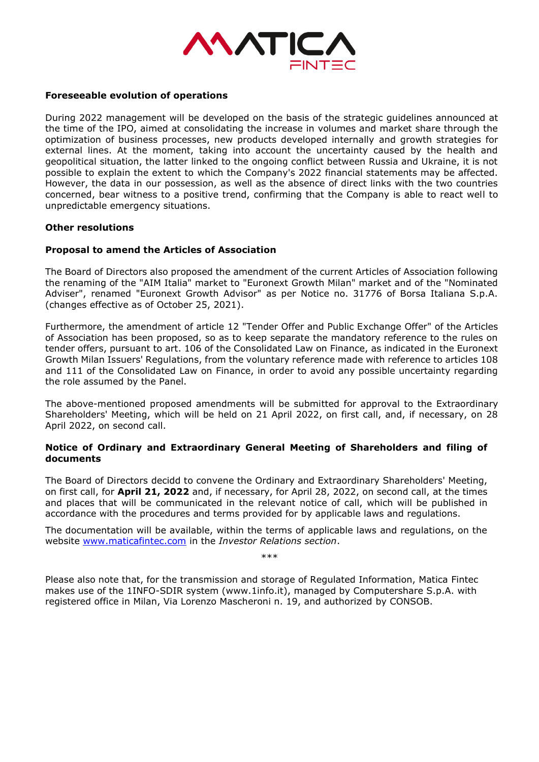**Foreseeable evolution of operations**

During 2022 management will be developed on the basis of the strategic guidelines announced at the time of the IPO, aimed at consolidating the increase in volumes and market share through the optimization of business processes, new products developed internally and growth strategies for external lines. At the moment, taking into account the uncertainty caused by the health and geopolitical situation, the latter linked to the ongoing conflict between Russia and Ukraine, it is not possible to explain the extent to which the Company's 2022 financial statements may be affected. However, the data in our possession, as well as the absence of direct links with the two countries concerned, bear witness to a positive trend, confirming that the Company is able to react well to unpredictable emergency situations.

**Other resolutions**

**Proposal to amend the Articles of Association**

The Board of Directors also proposed the amendment of the current Articles of Association following the renaming of the "AIM Italia" market to "Euronext Growth Milan" market and of the "Nominated Adviser", renamed "Euronext Growth Advisor" as per Notice no. 31776 of Borsa Italiana S.p.A. (changes effective as of October 25, 2021).

Furthermore, the amendment of article 12 "Tender Offer and Public Exchange Offer" of the Articles of Association has been proposed, so as to keep separate the mandatory reference to the rules on tender offers, pursuant to art. 106 of the Consolidated Law on Finance, as indicated in the Euronext Growth Milan Issuers' Regulations, from the voluntary reference made with reference to articles 108 and 111 of the Consolidated Law on Finance, in order to avoid any possible uncertainty regarding the role assumed by the Panel.

The above-mentioned proposed amendments will be submitted for approval to the Extraordinary Shareholders' Meeting, which will be held on 21 April 2022, on first call, and, if necessary, on 28 April 2022, on second call.

**Notice of Ordinary and Extraordinary General Meeting of Shareholders and filing of documents**

The Board of Directors decidd to convene the Ordinary and Extraordinary Shareholders' Meeting, on first call, for **April 21, 2022** and, if necessary, for April 28, 2022, on second call, at the times and places that will be communicated in the relevant notice of call, which will be published in accordance with the procedures and terms provided for by applicable laws and regulations.

The documentation will be available, within the terms of applicable laws and regulations, on the website www.maticafintec.com in the *Investor Relations section*.

\*\*\*

Please also note that, for the transmission and storage of Regulated Information, Matica Fintec makes use of the 1INFO-SDIR system (www.1info.it), managed by Computershare S.p.A. with registered office in Milan, Via Lorenzo Mascheroni n. 19, and authorized by CONSOB.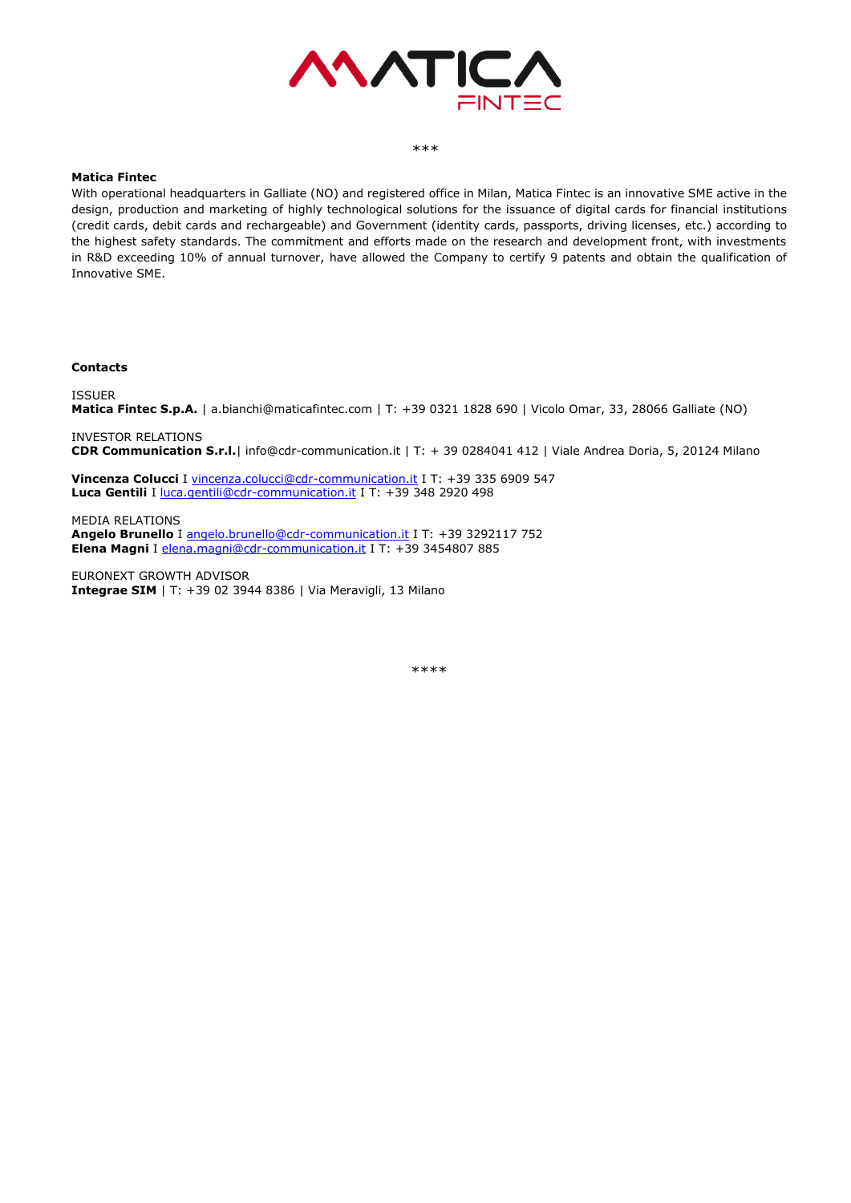\*\*\*

**Matica Fintec**

With operational headquarters in Galliate (NO) and registered office in Milan, Matica Fintec is an innovative SME active in the design, production and marketing of highly technological solutions for the issuance of digital cards for financial institutions (credit cards, debit cards and rechargeable) and Government (identity cards, passports, driving licenses, etc.) according to the highest safety standards. The commitment and efforts made on the research and development front, with investments in R&D exceeding 10% of annual turnover, have allowed the Company to certify 9 patents and obtain the qualification of Innovative SME.

**Contacts**

ISSUER
**Matica Fintec S.p.A.** | a.bianchi@maticafintec.com | T: +39 0321 1828 690 | Vicolo Omar, 33, 28066 Galliate (NO)

INVESTOR RELATIONS
**CDR Communication S.r.l.**| info@cdr-communication.it | T: + 39 0284041 412 | Viale Andrea Doria, 5, 20124 Milano

**Vincenza Colucci** I vincenza.colucci@cdr-communication.it I T: +39 335 6909 547
**Luca Gentili** I luca.gentili@cdr-communication.it I T: +39 348 2920 498

MEDIA RELATIONS
**Angelo Brunello** I angelo.brunello@cdr-communication.it I T: +39 3292117 752
**Elena Magni** I elena.magni@cdr-communication.it I T: +39 3454807 885

EURONEXT GROWTH ADVISOR
**Integrae SIM** | T: +39 02 3944 8386 | Via Meravigli, 13 Milano

\*\*\*\*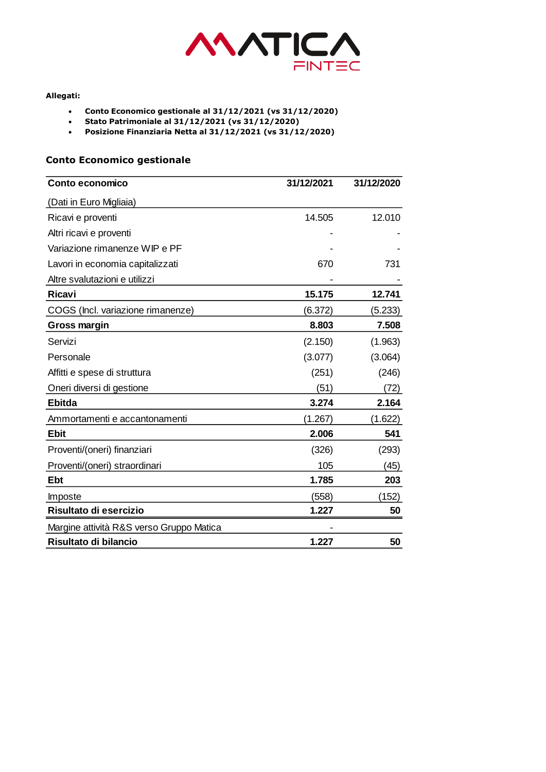**Allegati:**

- **Conto Economico gestionale al 31/12/2021 (vs 31/12/2020)**
- **Stato Patrimoniale al 31/12/2021 (vs 31/12/2020)**
- **Posizione Finanziaria Netta al 31/12/2021 (vs 31/12/2020)**

## Conto Economico gestionale

| **Conto economico** | **31/12/2021** | **31/12/2020** |
|---|---|---|
| (Dati in Euro Migliaia) | | |
| Ricavi e proventi | 14.505 | 12.010 |
| Altri ricavi e proventi | - | - |
| Variazione rimanenze WIP e PF | - | - |
| Lavori in economia capitalizzati | 670 | 731 |
| Altre svalutazioni e utilizzi | - | - |
| **Ricavi** | **15.175** | **12.741** |
| COGS (Incl. variazione rimanenze) | (6.372) | (5.233) |
| **Gross margin** | **8.803** | **7.508** |
| Servizi | (2.150) | (1.963) |
| Personale | (3.077) | (3.064) |
| Affitti e spese di struttura | (251) | (246) |
| Oneri diversi di gestione | (51) | (72) |
| **Ebitda** | **3.274** | **2.164** |
| Ammortamenti e accantonamenti | (1.267) | (1.622) |
| **Ebit** | **2.006** | **541** |
| Proventi/(oneri) finanziari | (326) | (293) |
| Proventi/(oneri) straordinari | 105 | (45) |
| **Ebt** | **1.785** | **203** |
| Imposte | (558) | (152) |
| **Risultato di esercizio** | **1.227** | **50** |
| Margine attività R&S verso Gruppo Matica | - | |
| **Risultato di bilancio** | **1.227** | **50** |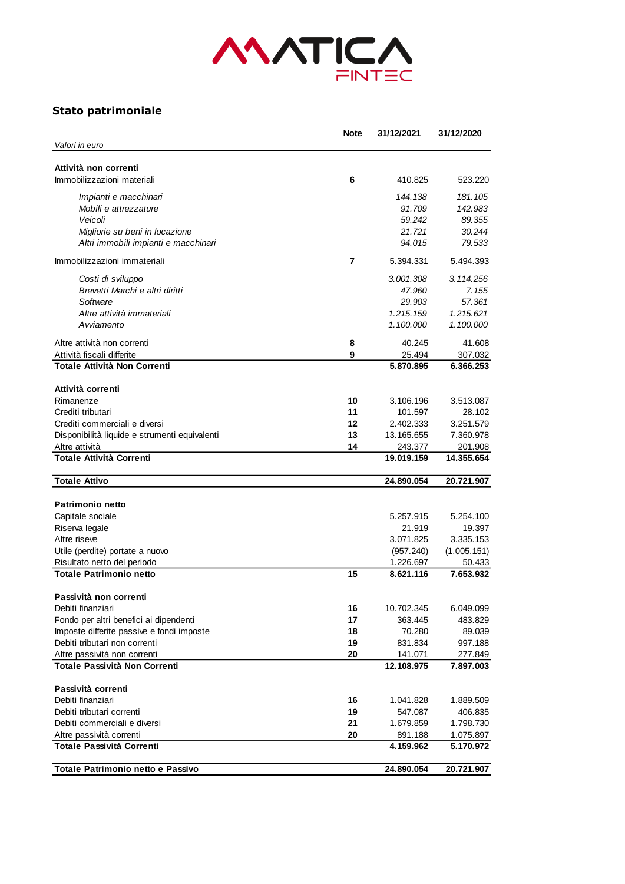## Stato patrimoniale

| *Valori in euro* | Note | 31/12/2021 | 31/12/2020 |
|---|---|---|---|
| **Attività non correnti** | | | |
| Immobilizzazioni materiali | **6** | 410.825 | 523.220 |
| *Impianti e macchinari* | | *144.138* | *181.105* |
| *Mobili e attrezzature* | | *91.709* | *142.983* |
| *Veicoli* | | *59.242* | *89.355* |
| *Migliorie su beni in locazione* | | *21.721* | *30.244* |
| *Altri immobili impianti e macchinari* | | *94.015* | *79.533* |
| Immobilizzazioni immateriali | **7** | 5.394.331 | 5.494.393 |
| *Costi di sviluppo* | | *3.001.308* | *3.114.256* |
| *Brevetti Marchi e altri diritti* | | *47.960* | *7.155* |
| *Software* | | *29.903* | *57.361* |
| *Altre attività immateriali* | | *1.215.159* | *1.215.621* |
| *Avviamento* | | *1.100.000* | *1.100.000* |
| Altre attività non correnti | **8** | 40.245 | 41.608 |
| Attività fiscali differite | **9** | 25.494 | 307.032 |
| **Totale Attività Non Correnti** | | **5.870.895** | **6.366.253** |
| **Attività correnti** | | | |
| Rimanenze | **10** | 3.106.196 | 3.513.087 |
| Crediti tributari | **11** | 101.597 | 28.102 |
| Crediti commerciali e diversi | **12** | 2.402.333 | 3.251.579 |
| Disponibilità liquide e strumenti equivalenti | **13** | 13.165.655 | 7.360.978 |
| Altre attività | **14** | 243.377 | 201.908 |
| **Totale Attività Correnti** | | **19.019.159** | **14.355.654** |
| **Totale Attivo** | | **24.890.054** | **20.721.907** |
| **Patrimonio netto** | | | |
| Capitale sociale | | 5.257.915 | 5.254.100 |
| Riserva legale | | 21.919 | 19.397 |
| Altre riseve | | 3.071.825 | 3.335.153 |
| Utile (perdite) portate a nuovo | | (957.240) | (1.005.151) |
| Risultato netto del periodo | | 1.226.697 | 50.433 |
| **Totale Patrimonio netto** | **15** | **8.621.116** | **7.653.932** |
| **Passività non correnti** | | | |
| Debiti finanziari | **16** | 10.702.345 | 6.049.099 |
| Fondo per altri benefici ai dipendenti | **17** | 363.445 | 483.829 |
| Imposte differite passive e fondi imposte | **18** | 70.280 | 89.039 |
| Debiti tributari non correnti | **19** | 831.834 | 997.188 |
| Altre passività non correnti | **20** | 141.071 | 277.849 |
| **Totale Passività Non Correnti** | | **12.108.975** | **7.897.003** |
| **Passività correnti** | | | |
| Debiti finanziari | **16** | 1.041.828 | 1.889.509 |
| Debiti tributari correnti | **19** | 547.087 | 406.835 |
| Debiti commerciali e diversi | **21** | 1.679.859 | 1.798.730 |
| Altre passività correnti | **20** | 891.188 | 1.075.897 |
| **Totale Passività Correnti** | | **4.159.962** | **5.170.972** |
| **Totale Patrimonio netto e Passivo** | | **24.890.054** | **20.721.907** |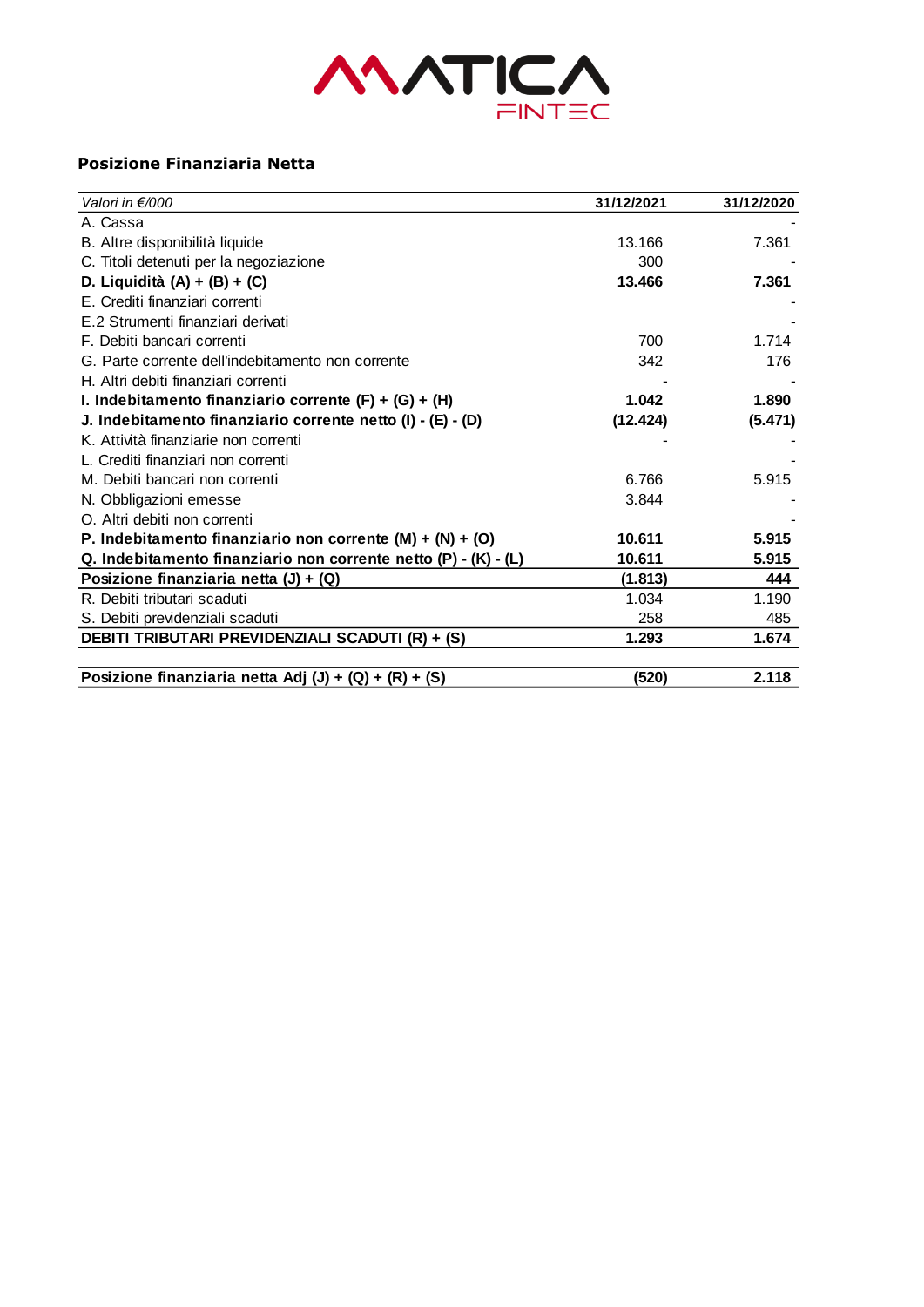### Posizione Finanziaria Netta

| *Valori in €/000* | 31/12/2021 | 31/12/2020 |
|---|---|---|
| A. Cassa | | - |
| B. Altre disponibilità liquide | 13.166 | 7.361 |
| C. Titoli detenuti per la negoziazione | 300 | - |
| **D. Liquidità (A) + (B) + (C)** | **13.466** | **7.361** |
| E. Crediti finanziari correnti | | - |
| E.2 Strumenti finanziari derivati | | - |
| F. Debiti bancari correnti | 700 | 1.714 |
| G. Parte corrente dell'indebitamento non corrente | 342 | 176 |
| H. Altri debiti finanziari correnti | - | - |
| **I. Indebitamento finanziario corrente (F) + (G) + (H)** | **1.042** | **1.890** |
| **J. Indebitamento finanziario corrente netto (I) - (E) - (D)** | **(12.424)** | **(5.471)** |
| K. Attività finanziarie non correnti | - | - |
| L. Crediti finanziari non correnti | | - |
| M. Debiti bancari non correnti | 6.766 | 5.915 |
| N. Obbligazioni emesse | 3.844 | - |
| O. Altri debiti non correnti | | - |
| **P. Indebitamento finanziario non corrente (M) + (N) + (O)** | **10.611** | **5.915** |
| **Q. Indebitamento finanziario non corrente netto (P) - (K) - (L)** | **10.611** | **5.915** |
| **Posizione finanziaria netta (J) + (Q)** | **(1.813)** | **444** |
| R. Debiti tributari scaduti | 1.034 | 1.190 |
| S. Debiti previdenziali scaduti | 258 | 485 |
| **DEBITI TRIBUTARI PREVIDENZIALI SCADUTI (R) + (S)** | **1.293** | **1.674** |
| | | |
| **Posizione finanziaria netta Adj (J) + (Q) + (R) + (S)** | **(520)** | **2.118** |